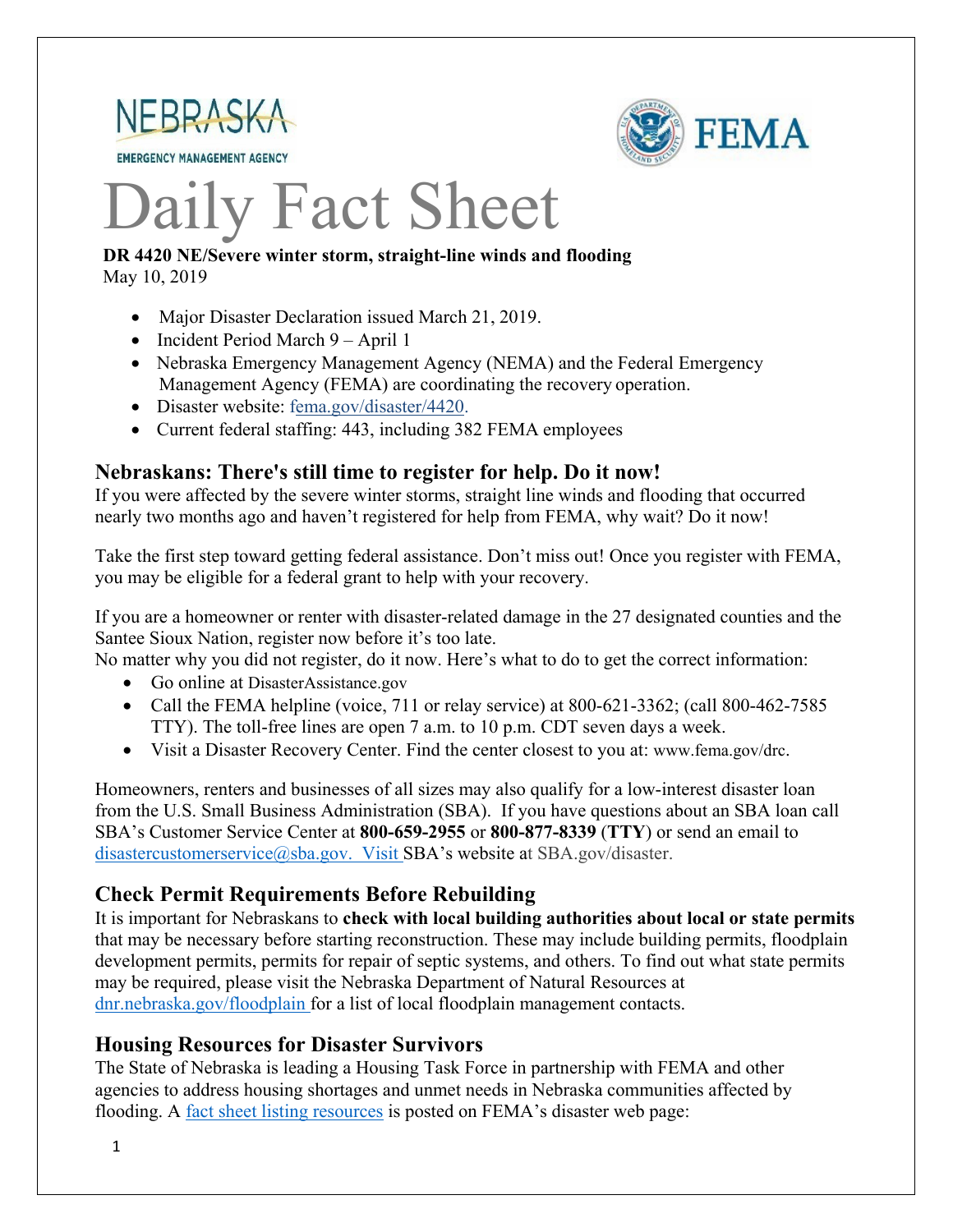NEBRASKA
EMERGENCY MANAGEMENT AGENCY

FEMA

# Daily Fact Sheet

**DR 4420 NE/Severe winter storm, straight-line winds and flooding**
May 10, 2019

- Major Disaster Declaration issued March 21, 2019.
- Incident Period March 9 – April 1
- Nebraska Emergency Management Agency (NEMA) and the Federal Emergency Management Agency (FEMA) are coordinating the recovery operation.
- Disaster website: fema.gov/disaster/4420.
- Current federal staffing: 443, including 382 FEMA employees

## Nebraskans: There's still time to register for help. Do it now!

If you were affected by the severe winter storms, straight line winds and flooding that occurred nearly two months ago and haven't registered for help from FEMA, why wait? Do it now!

Take the first step toward getting federal assistance. Don't miss out! Once you register with FEMA, you may be eligible for a federal grant to help with your recovery.

If you are a homeowner or renter with disaster-related damage in the 27 designated counties and the Santee Sioux Nation, register now before it's too late.
No matter why you did not register, do it now. Here's what to do to get the correct information:

- Go online at DisasterAssistance.gov
- Call the FEMA helpline (voice, 711 or relay service) at 800-621-3362; (call 800-462-7585 TTY). The toll-free lines are open 7 a.m. to 10 p.m. CDT seven days a week.
- Visit a Disaster Recovery Center. Find the center closest to you at: www.fema.gov/drc.

Homeowners, renters and businesses of all sizes may also qualify for a low-interest disaster loan from the U.S. Small Business Administration (SBA). If you have questions about an SBA loan call SBA's Customer Service Center at **800-659-2955** or **800-877-8339** (**TTY**) or send an email to disastercustomerservice@sba.gov. Visit SBA's website at SBA.gov/disaster.

## Check Permit Requirements Before Rebuilding

It is important for Nebraskans to **check with local building authorities about local or state permits** that may be necessary before starting reconstruction. These may include building permits, floodplain development permits, permits for repair of septic systems, and others. To find out what state permits may be required, please visit the Nebraska Department of Natural Resources at dnr.nebraska.gov/floodplain for a list of local floodplain management contacts.

## Housing Resources for Disaster Survivors

The State of Nebraska is leading a Housing Task Force in partnership with FEMA and other agencies to address housing shortages and unmet needs in Nebraska communities affected by flooding. A fact sheet listing resources is posted on FEMA's disaster web page: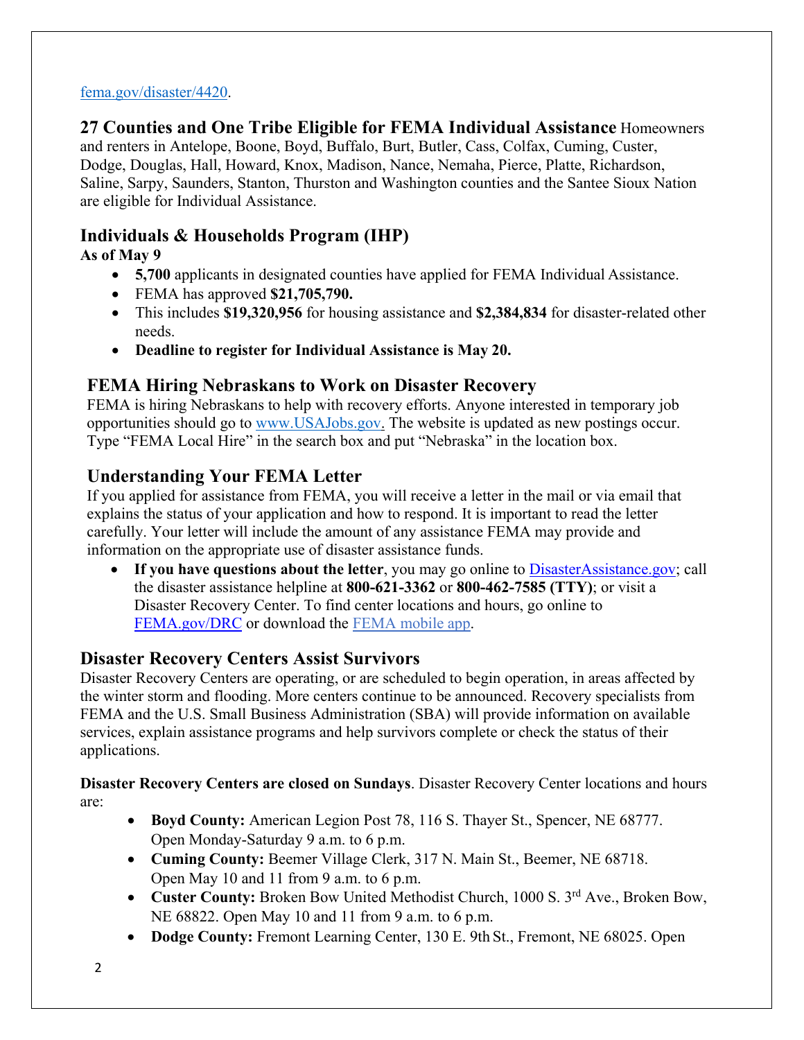fema.gov/disaster/4420.

**27 Counties and One Tribe Eligible for FEMA Individual Assistance** Homeowners and renters in Antelope, Boone, Boyd, Buffalo, Burt, Butler, Cass, Colfax, Cuming, Custer, Dodge, Douglas, Hall, Howard, Knox, Madison, Nance, Nemaha, Pierce, Platte, Richardson, Saline, Sarpy, Saunders, Stanton, Thurston and Washington counties and the Santee Sioux Nation are eligible for Individual Assistance.

## Individuals & Households Program (IHP)

**As of May 9**

- **5,700** applicants in designated counties have applied for FEMA Individual Assistance.
- FEMA has approved **$21,705,790.**
- This includes **$19,320,956** for housing assistance and **$2,384,834** for disaster-related other needs.
- **Deadline to register for Individual Assistance is May 20.**

## FEMA Hiring Nebraskans to Work on Disaster Recovery

FEMA is hiring Nebraskans to help with recovery efforts. Anyone interested in temporary job opportunities should go to www.USAJobs.gov. The website is updated as new postings occur. Type "FEMA Local Hire" in the search box and put "Nebraska" in the location box.

## Understanding Your FEMA Letter

If you applied for assistance from FEMA, you will receive a letter in the mail or via email that explains the status of your application and how to respond. It is important to read the letter carefully. Your letter will include the amount of any assistance FEMA may provide and information on the appropriate use of disaster assistance funds.

- **If you have questions about the letter**, you may go online to DisasterAssistance.gov; call the disaster assistance helpline at **800-621-3362** or **800-462-7585 (TTY)**; or visit a Disaster Recovery Center. To find center locations and hours, go online to FEMA.gov/DRC or download the FEMA mobile app.

## Disaster Recovery Centers Assist Survivors

Disaster Recovery Centers are operating, or are scheduled to begin operation, in areas affected by the winter storm and flooding. More centers continue to be announced. Recovery specialists from FEMA and the U.S. Small Business Administration (SBA) will provide information on available services, explain assistance programs and help survivors complete or check the status of their applications.

**Disaster Recovery Centers are closed on Sundays**. Disaster Recovery Center locations and hours are:

- **Boyd County:** American Legion Post 78, 116 S. Thayer St., Spencer, NE 68777. Open Monday-Saturday 9 a.m. to 6 p.m.
- **Cuming County:** Beemer Village Clerk, 317 N. Main St., Beemer, NE 68718. Open May 10 and 11 from 9 a.m. to 6 p.m.
- **Custer County:** Broken Bow United Methodist Church, 1000 S. 3rd Ave., Broken Bow, NE 68822. Open May 10 and 11 from 9 a.m. to 6 p.m.
- **Dodge County:** Fremont Learning Center, 130 E. 9th St., Fremont, NE 68025. Open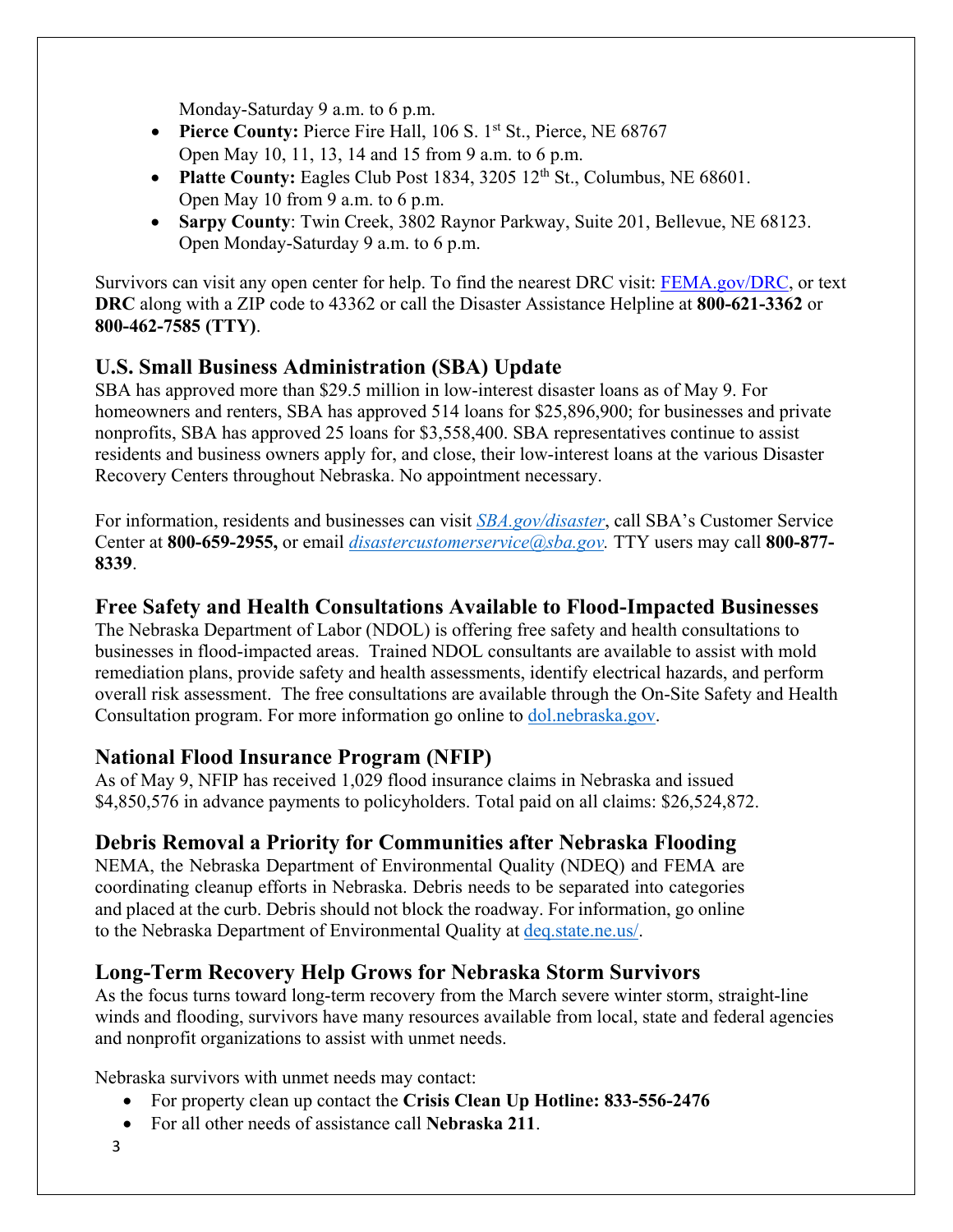Monday-Saturday 9 a.m. to 6 p.m.

- **Pierce County:** Pierce Fire Hall, 106 S. 1st St., Pierce, NE 68767
  Open May 10, 11, 13, 14 and 15 from 9 a.m. to 6 p.m.
- **Platte County:** Eagles Club Post 1834, 3205 12th St., Columbus, NE 68601.
  Open May 10 from 9 a.m. to 6 p.m.
- **Sarpy County**: Twin Creek, 3802 Raynor Parkway, Suite 201, Bellevue, NE 68123.
  Open Monday-Saturday 9 a.m. to 6 p.m.

Survivors can visit any open center for help. To find the nearest DRC visit: FEMA.gov/DRC, or text **DRC** along with a ZIP code to 43362 or call the Disaster Assistance Helpline at **800-621-3362** or **800-462-7585 (TTY)**.

## U.S. Small Business Administration (SBA) Update

SBA has approved more than $29.5 million in low-interest disaster loans as of May 9. For homeowners and renters, SBA has approved 514 loans for $25,896,900; for businesses and private nonprofits, SBA has approved 25 loans for $3,558,400. SBA representatives continue to assist residents and business owners apply for, and close, their low-interest loans at the various Disaster Recovery Centers throughout Nebraska. No appointment necessary.

For information, residents and businesses can visit *SBA.gov/disaster*, call SBA's Customer Service Center at **800-659-2955,** or email *disastercustomerservice@sba.gov.* TTY users may call **800-877-8339**.

## Free Safety and Health Consultations Available to Flood-Impacted Businesses

The Nebraska Department of Labor (NDOL) is offering free safety and health consultations to businesses in flood-impacted areas. Trained NDOL consultants are available to assist with mold remediation plans, provide safety and health assessments, identify electrical hazards, and perform overall risk assessment. The free consultations are available through the On-Site Safety and Health Consultation program. For more information go online to dol.nebraska.gov.

## National Flood Insurance Program (NFIP)

As of May 9, NFIP has received 1,029 flood insurance claims in Nebraska and issued $4,850,576 in advance payments to policyholders. Total paid on all claims: $26,524,872.

## Debris Removal a Priority for Communities after Nebraska Flooding

NEMA, the Nebraska Department of Environmental Quality (NDEQ) and FEMA are coordinating cleanup efforts in Nebraska. Debris needs to be separated into categories and placed at the curb. Debris should not block the roadway. For information, go online to the Nebraska Department of Environmental Quality at deq.state.ne.us/.

## Long-Term Recovery Help Grows for Nebraska Storm Survivors

As the focus turns toward long-term recovery from the March severe winter storm, straight-line winds and flooding, survivors have many resources available from local, state and federal agencies and nonprofit organizations to assist with unmet needs.

Nebraska survivors with unmet needs may contact:

- For property clean up contact the **Crisis Clean Up Hotline: 833-556-2476**
- For all other needs of assistance call **Nebraska 211**.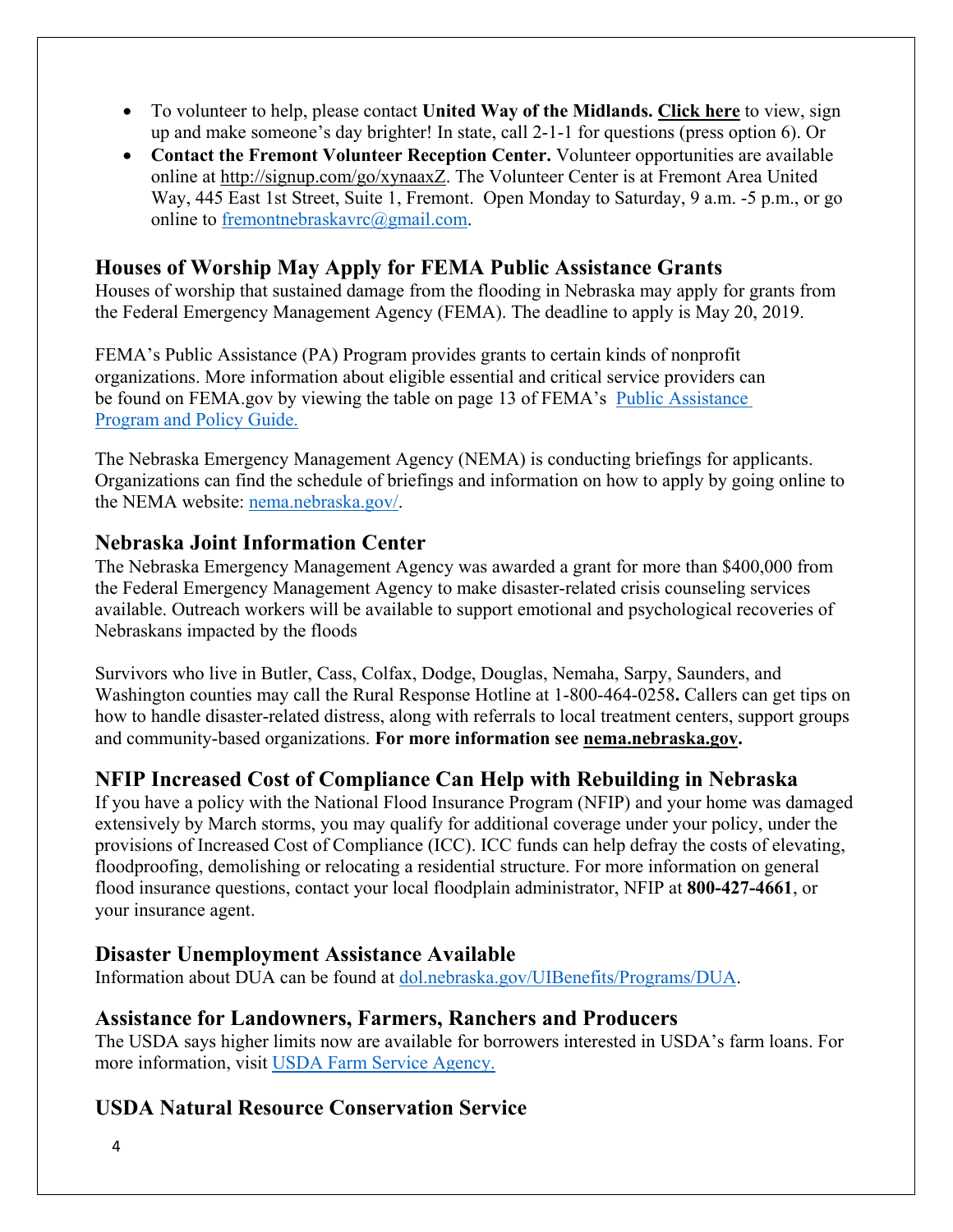- To volunteer to help, please contact **United Way of the Midlands.** **Click here** to view, sign up and make someone's day brighter! In state, call 2-1-1 for questions (press option 6). Or
- **Contact the Fremont Volunteer Reception Center.** Volunteer opportunities are available online at http://signup.com/go/xynaaxZ. The Volunteer Center is at Fremont Area United Way, 445 East 1st Street, Suite 1, Fremont. Open Monday to Saturday, 9 a.m. -5 p.m., or go online to fremontnebraskavrc@gmail.com.

## Houses of Worship May Apply for FEMA Public Assistance Grants

Houses of worship that sustained damage from the flooding in Nebraska may apply for grants from the Federal Emergency Management Agency (FEMA). The deadline to apply is May 20, 2019.

FEMA's Public Assistance (PA) Program provides grants to certain kinds of nonprofit organizations. More information about eligible essential and critical service providers can be found on FEMA.gov by viewing the table on page 13 of FEMA's Public Assistance Program and Policy Guide.

The Nebraska Emergency Management Agency (NEMA) is conducting briefings for applicants. Organizations can find the schedule of briefings and information on how to apply by going online to the NEMA website: nema.nebraska.gov/.

## Nebraska Joint Information Center

The Nebraska Emergency Management Agency was awarded a grant for more than $400,000 from the Federal Emergency Management Agency to make disaster-related crisis counseling services available. Outreach workers will be available to support emotional and psychological recoveries of Nebraskans impacted by the floods

Survivors who live in Butler, Cass, Colfax, Dodge, Douglas, Nemaha, Sarpy, Saunders, and Washington counties may call the Rural Response Hotline at 1-800-464-0258**.** Callers can get tips on how to handle disaster-related distress, along with referrals to local treatment centers, support groups and community-based organizations. **For more information see nema.nebraska.gov.**

## NFIP Increased Cost of Compliance Can Help with Rebuilding in Nebraska

If you have a policy with the National Flood Insurance Program (NFIP) and your home was damaged extensively by March storms, you may qualify for additional coverage under your policy, under the provisions of Increased Cost of Compliance (ICC). ICC funds can help defray the costs of elevating, floodproofing, demolishing or relocating a residential structure. For more information on general flood insurance questions, contact your local floodplain administrator, NFIP at **800-427-4661**, or your insurance agent.

## Disaster Unemployment Assistance Available

Information about DUA can be found at dol.nebraska.gov/UIBenefits/Programs/DUA.

## Assistance for Landowners, Farmers, Ranchers and Producers

The USDA says higher limits now are available for borrowers interested in USDA's farm loans. For more information, visit USDA Farm Service Agency.

## USDA Natural Resource Conservation Service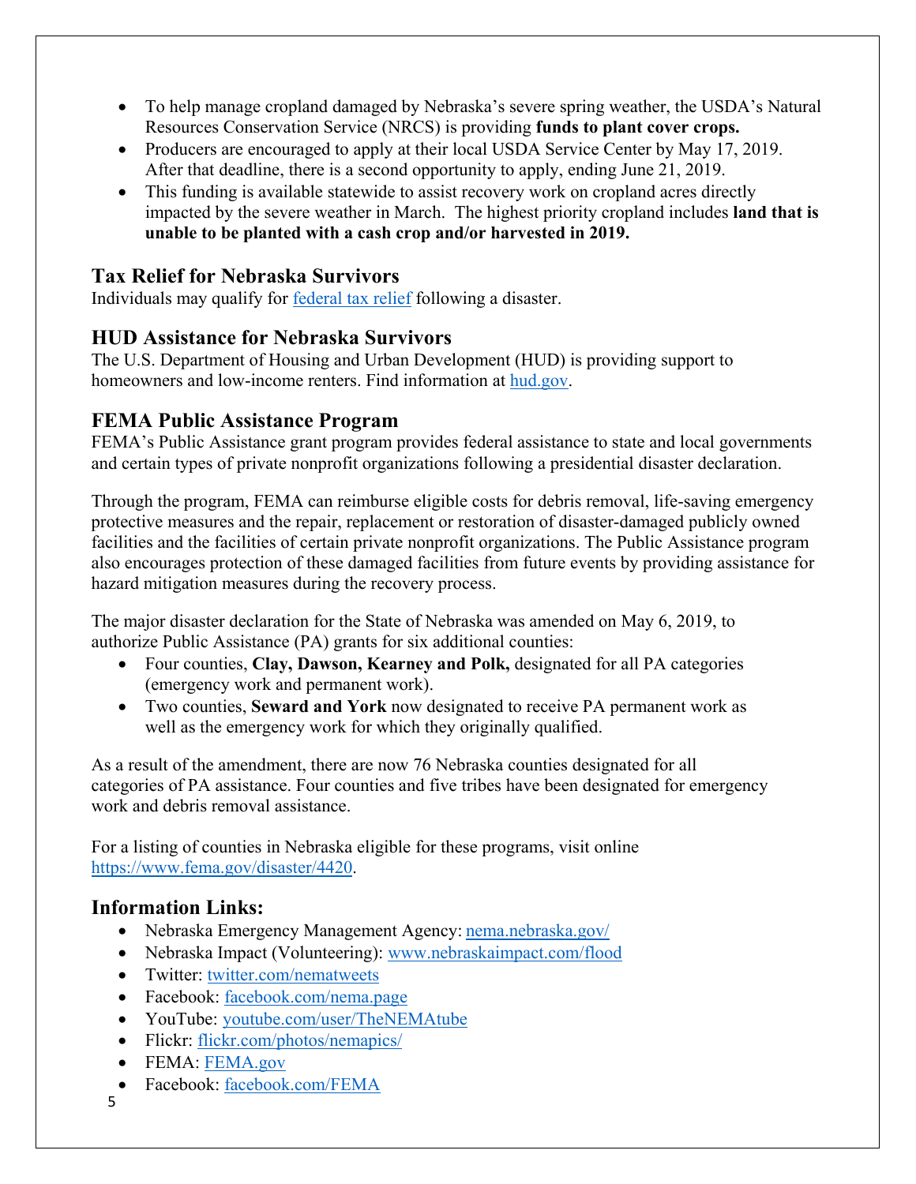- To help manage cropland damaged by Nebraska's severe spring weather, the USDA's Natural Resources Conservation Service (NRCS) is providing **funds to plant cover crops.**
- Producers are encouraged to apply at their local USDA Service Center by May 17, 2019. After that deadline, there is a second opportunity to apply, ending June 21, 2019.
- This funding is available statewide to assist recovery work on cropland acres directly impacted by the severe weather in March. The highest priority cropland includes **land that is unable to be planted with a cash crop and/or harvested in 2019.**

## Tax Relief for Nebraska Survivors

Individuals may qualify for [federal tax relief](federal tax relief) following a disaster.

## HUD Assistance for Nebraska Survivors

The U.S. Department of Housing and Urban Development (HUD) is providing support to homeowners and low-income renters. Find information at [hud.gov](hud.gov).

## FEMA Public Assistance Program

FEMA's Public Assistance grant program provides federal assistance to state and local governments and certain types of private nonprofit organizations following a presidential disaster declaration.

Through the program, FEMA can reimburse eligible costs for debris removal, life-saving emergency protective measures and the repair, replacement or restoration of disaster-damaged publicly owned facilities and the facilities of certain private nonprofit organizations. The Public Assistance program also encourages protection of these damaged facilities from future events by providing assistance for hazard mitigation measures during the recovery process.

The major disaster declaration for the State of Nebraska was amended on May 6, 2019, to authorize Public Assistance (PA) grants for six additional counties:

- Four counties, **Clay, Dawson, Kearney and Polk,** designated for all PA categories (emergency work and permanent work).
- Two counties, **Seward and York** now designated to receive PA permanent work as well as the emergency work for which they originally qualified.

As a result of the amendment, there are now 76 Nebraska counties designated for all categories of PA assistance. Four counties and five tribes have been designated for emergency work and debris removal assistance.

For a listing of counties in Nebraska eligible for these programs, visit online [https://www.fema.gov/disaster/4420](https://www.fema.gov/disaster/4420).

## Information Links:

- Nebraska Emergency Management Agency: [nema.nebraska.gov/](nema.nebraska.gov/)
- Nebraska Impact (Volunteering): [www.nebraskaimpact.com/flood](www.nebraskaimpact.com/flood)
- Twitter: [twitter.com/nematweets](twitter.com/nematweets)
- Facebook: [facebook.com/nema.page](facebook.com/nema.page)
- YouTube: [youtube.com/user/TheNEMAtube](youtube.com/user/TheNEMAtube)
- Flickr: [flickr.com/photos/nemapics/](flickr.com/photos/nemapics/)
- FEMA: [FEMA.gov](FEMA.gov)
- Facebook: [facebook.com/FEMA](facebook.com/FEMA)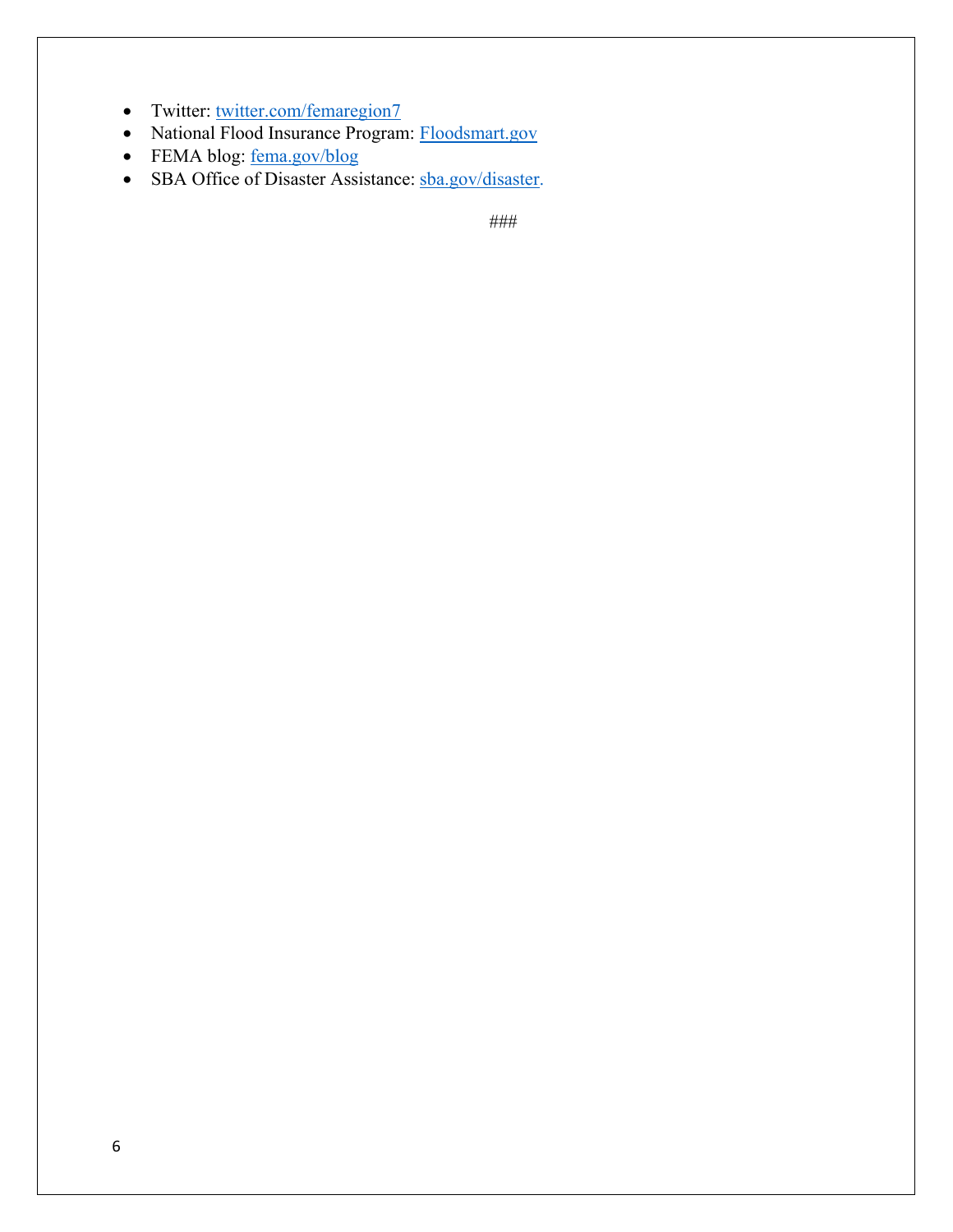- Twitter: twitter.com/femaregion7
- National Flood Insurance Program: Floodsmart.gov
- FEMA blog: fema.gov/blog
- SBA Office of Disaster Assistance: sba.gov/disaster.

###